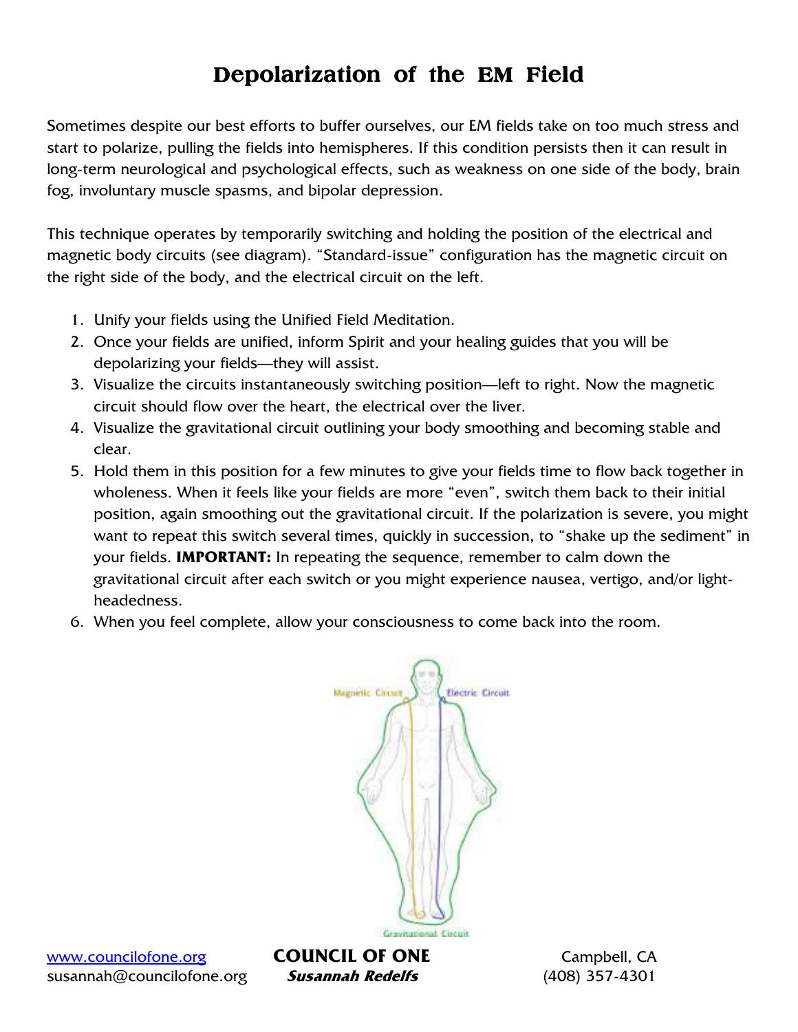# Depolarization of the EM Field

Sometimes despite our best efforts to buffer ourselves, our EM fields take on too much stress and start to polarize, pulling the fields into hemispheres. If this condition persists then it can result in long-term neurological and psychological effects, such as weakness on one side of the body, brain fog, involuntary muscle spasms, and bipolar depression.

This technique operates by temporarily switching and holding the position of the electrical and magnetic body circuits (see diagram). "Standard-issue" configuration has the magnetic circuit on the right side of the body, and the electrical circuit on the left.

1. Unify your fields using the Unified Field Meditation.
2. Once your fields are unified, inform Spirit and your healing guides that you will be depolarizing your fields—they will assist.
3. Visualize the circuits instantaneously switching position—left to right. Now the magnetic circuit should flow over the heart, the electrical over the liver.
4. Visualize the gravitational circuit outlining your body smoothing and becoming stable and clear.
5. Hold them in this position for a few minutes to give your fields time to flow back together in wholeness. When it feels like your fields are more "even", switch them back to their initial position, again smoothing out the gravitational circuit. If the polarization is severe, you might want to repeat this switch several times, quickly in succession, to "shake up the sediment" in your fields. **IMPORTANT:** In repeating the sequence, remember to calm down the gravitational circuit after each switch or you might experience nausea, vertigo, and/or light-headedness.
6. When you feel complete, allow your consciousness to come back into the room.

Magnetic Circuit

Electric Circuit

Gravitational Circuit

www.councilofone.org
susannah@councilofone.org

**COUNCIL OF ONE**
***Susannah Redelfs***

Campbell, CA
(408) 357-4301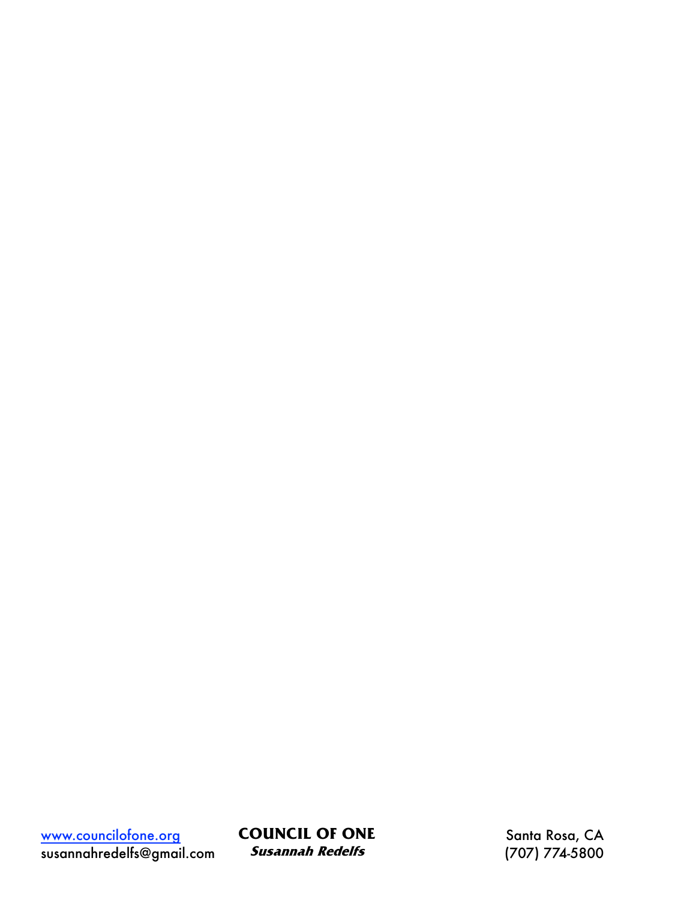[www.councilofone.org](http://www.councilofone.org)
susannahredelfs@gmail.com

**COUNCIL OF ONE**
***Susannah Redelfs***

Santa Rosa, CA
(707) 774-5800